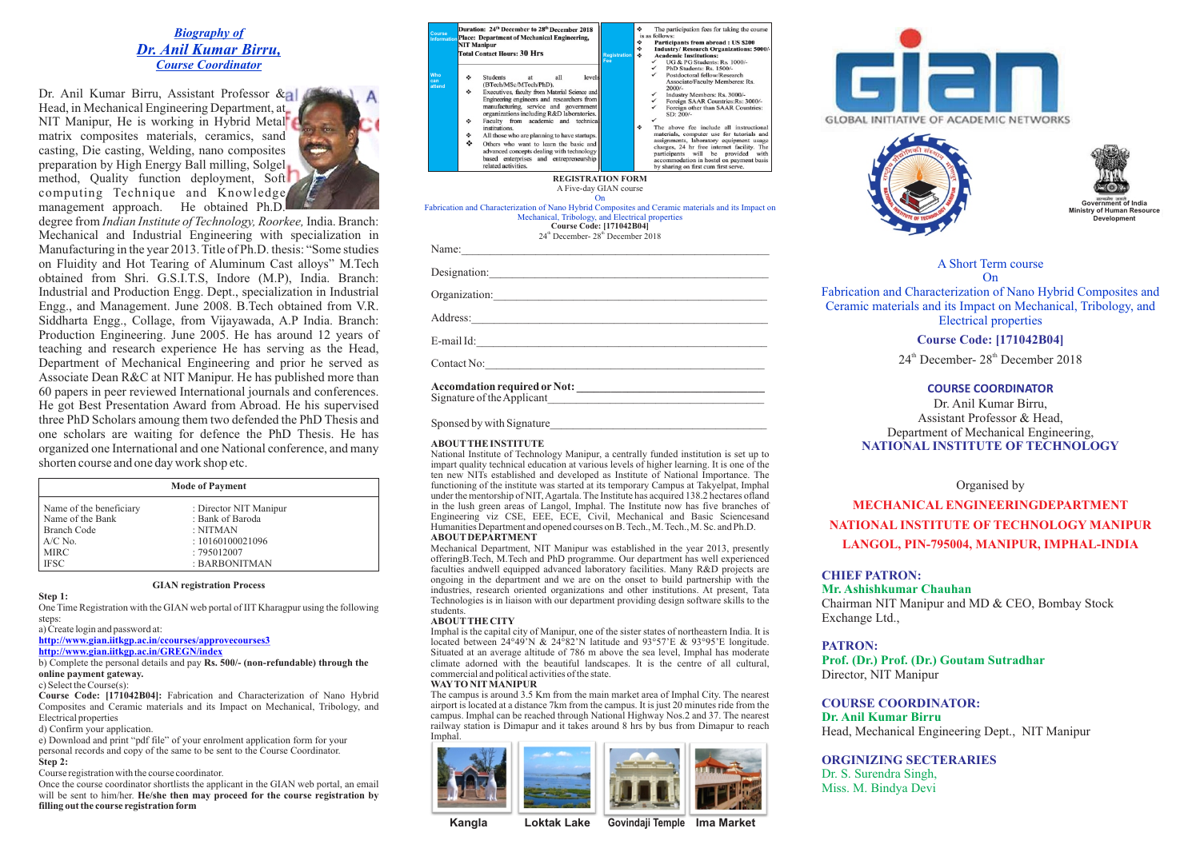***Biography of***

***Dr. Anil Kumar Birru,***

***Course Coordinator***

Dr. Anil Kumar Birru, Assistant Professor & Head, in Mechanical Engineering Department, at NIT Manipur, He is working in Hybrid Metal matrix composites materials, ceramics, sand casting, Die casting, Welding, nano composites preparation by High Energy Ball milling, Solgel method, Quality function deployment, Soft computing Technique and Knowledge management approach. He obtained Ph.D. degree from *Indian Institute of Technology, Roorkee,* India. Branch: Mechanical and Industrial Engineering with specialization in Manufacturing in the year 2013. Title of Ph.D. thesis: "Some studies on Fluidity and Hot Tearing of Aluminum Cast alloys" M.Tech obtained from Shri. G.S.I.T.S, Indore (M.P), India. Branch: Industrial and Production Engg. Dept., specialization in Industrial Engg., and Management. June 2008. B.Tech obtained from V.R. Siddharta Engg., Collage, from Vijayawada, A.P India. Branch: Production Engineering. June 2005. He has around 12 years of teaching and research experience He has serving as the Head, Department of Mechanical Engineering and prior he served as Associate Dean R&C at NIT Manipur. He has published more than 60 papers in peer reviewed International journals and conferences. He got Best Presentation Award from Abroad. He his supervised three PhD Scholars amoung them two defended the PhD Thesis and one scholars are waiting for defence the PhD Thesis. He has organized one International and one National conference, and many shorten course and one day work shop etc.

| Mode of Payment | |
|---|---|
| Name of the beneficiary | : Director NIT Manipur |
| Name of the Bank | : Bank of Baroda |
| Branch Code | : NITMAN |
| A/C No. | : 10160100021096 |
| MIRC | : 795012007 |
| IFSC | : BARBONITMAN |

**GIAN registration Process**

**Step 1:**

One Time Registration with the GIAN web portal of IIT Kharagpur using the following steps:

a) Create login and password at:

**http://www.gian.iitkgp.ac.in/ccourses/approvecourses3**

**http://www.gian.iitkgp.ac.in/GREGN/index**

b) Complete the personal details and pay **Rs. 500/- (non-refundable) through the online payment gateway.**

c) Select the Course(s):

**Course Code: [171042B04]:** Fabrication and Characterization of Nano Hybrid Composites and Ceramic materials and its Impact on Mechanical, Tribology, and Electrical properties

d) Confirm your application.

e) Download and print "pdf file" of your enrolment application form for your personal records and copy of the same to be sent to the Course Coordinator.

**Step 2:**

Course registration with the course coordinator.

Once the course coordinator shortlists the applicant in the GIAN web portal, an email will be sent to him/her. **He/she then may proceed for the course registration by filling out the course registration form**

| | |
|---|---|
| Course Information | **Duration: 24th December to 28th December 2018** **Place: Department of Mechanical Engineering, NIT Manipur** **Total Contact Hours: 30 Hrs** |
| Who can attend | ❖ Students at all levels (BTech/MSc/MTech/PhD). ❖ Executives, faculty from Material Science and Engineering engineers and researchers from manufacturing, service and government organizations including R&D laboratories. ❖ Faculty from academic and technical institutions. ❖ All those who are planning to have startups. ❖ Others who want to learn the basic and advanced concepts dealing with technology based enterprises and entrepreneurship related activities. |
| Registration Fee | ❖ The participation fees for taking the course is as follows: ❖ **Participants from abroad : US $200** ❖ **Industry/ Research Organizations: 5000/-** ❖ **Academic Institutions:** ✓ UG & PG Students: Rs. 1000/- ✓ PhD Students: Rs. 1500/- ✓ Postdoctoral fellow/Research Associate/Faculty Memberes: Rs. 2000/- ✓ Industry Members: Rs. 3000/- ✓ Foreign SAAR Countries:Rs: 3000/- ✓ Foreign other than SAAR Countries: SD: 200/- ✓ ❖ The above fee include all instructional materials, computer use for tutorials and assignments, laboratory equipment usage charges, 24 hr free internet facility. The participants will be provided with accommodation in hostel on payment basis by sharing on first cum first serve. |

**REGISTRATION FORM**

A Five-day GIAN course

On

Fabrication and Characterization of Nano Hybrid Composites and Ceramic materials and its Impact on Mechanical, Tribology, and Electrical properties

**Course Code: [171042B04]**

24th December- 28th December 2018

Name:______________________________

Designation:_________________________

Organization:________________________

Address:____________________________

E-mail Id:___________________________

Contact No:__________________________

**Accomdation required or Not: ______________**

Signature of the Applicant_______________

Sponsed by with Signature_______________

**ABOUT THE INSTITUTE**

National Institute of Technology Manipur, a centrally funded institution is set up to impart quality technical education at various levels of higher learning. It is one of the ten new NITs established and developed as Institute of National Importance. The functioning of the institute was started at its temporary Campus at Takyelpat, Imphal under the mentorship of NIT, Agartala. The Institute has acquired 138.2 hectares ofland in the lush green areas of Langol, Imphal. The Institute now has five branches of Engineering viz CSE, EEE, ECE, Civil, Mechanical and Basic Sciencesand Humanities Department and opened courses on B. Tech., M. Tech., M. Sc. and Ph.D.

**ABOUT DEPARTMENT**

Mechanical Department, NIT Manipur was established in the year 2013, presently offeringB.Tech, M.Tech and PhD programme. Our department has well experienced faculties andwell equipped laboratory facilities. Many R&D projects are ongoing in the department and we are on the onset to build partnership with the industries, research oriented organizations and other institutions. At present, Tata Technologies is in liaison with our department providing design software skills to the students.

**ABOUT THE CITY**

Imphal is the capital city of Manipur, one of the sister states of northeastern India. It is located between 24°49'N & 24°82'N latitude and 93°57'E & 93°95'E longitude. Situated at an average altitude of 786 m above the sea level, Imphal has moderate climate adorned with the beautiful landscapes. It is the centre of all cultural, commercial and political activities of the state.

**WAY TO NIT MANIPUR**

The campus is around 3.5 Km from the main market area of Imphal City. The nearest airport is located at a distance 7km from the campus. It is just 20 minutes ride from the campus. Imphal can be reached through National Highway Nos.2 and 37. The nearest railway station is Dimapur and it takes around 8 hrs by bus from Dimapur to reach Imphal.

Kangla | Loktak Lake | Govindaji Temple | Ima Market

GLOBAL INITIATIVE OF ACADEMIC NETWORKS

Government of India
Ministry of Human Resource Development

A Short Term course

On

Fabrication and Characterization of Nano Hybrid Composites and Ceramic materials and its Impact on Mechanical, Tribology, and Electrical properties

**Course Code: [171042B04]**

24th December- 28th December 2018

**COURSE COORDINATOR**

Dr. Anil Kumar Birru,
Assistant Professor & Head,
Department of Mechanical Engineering,
**NATIONAL INSTITUTE OF TECHNOLOGY**

Organised by

**MECHANICAL ENGINEERINGDEPARTMENT**

**NATIONAL INSTITUTE OF TECHNOLOGY MANIPUR**

**LANGOL, PIN-795004, MANIPUR, IMPHAL-INDIA**

**CHIEF PATRON:**

**Mr. Ashishkumar Chauhan**

Chairman NIT Manipur and MD & CEO, Bombay Stock Exchange Ltd.,

**PATRON:**

**Prof. (Dr.) Prof. (Dr.) Goutam Sutradhar**

Director, NIT Manipur

**COURSE COORDINATOR:**

**Dr. Anil Kumar Birru**

Head, Mechanical Engineering Dept., NIT Manipur

**ORGINIZING SECTERARIES**

Dr. S. Surendra Singh,

Miss. M. Bindya Devi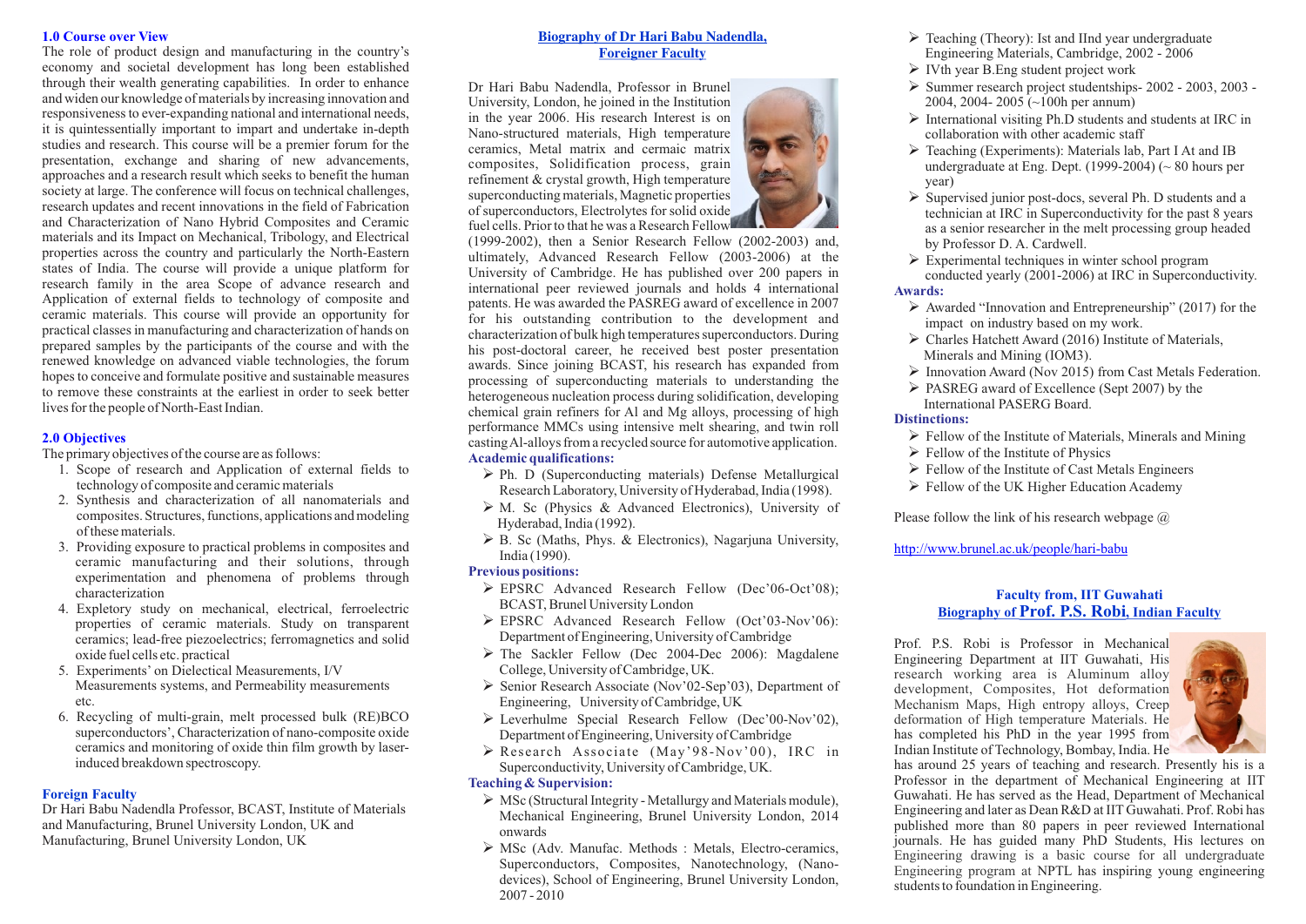## 1.0 Course over View

The role of product design and manufacturing in the country's economy and societal development has long been established through their wealth generating capabilities. In order to enhance and widen our knowledge of materials by increasing innovation and responsiveness to ever-expanding national and international needs, it is quintessentially important to impart and undertake in-depth studies and research. This course will be a premier forum for the presentation, exchange and sharing of new advancements, approaches and a research result which seeks to benefit the human society at large. The conference will focus on technical challenges, research updates and recent innovations in the field of Fabrication and Characterization of Nano Hybrid Composites and Ceramic materials and its Impact on Mechanical, Tribology, and Electrical properties across the country and particularly the North-Eastern states of India. The course will provide a unique platform for research family in the area Scope of advance research and Application of external fields to technology of composite and ceramic materials. This course will provide an opportunity for practical classes in manufacturing and characterization of hands on prepared samples by the participants of the course and with the renewed knowledge on advanced viable technologies, the forum hopes to conceive and formulate positive and sustainable measures to remove these constraints at the earliest in order to seek better lives for the people of North-East Indian.

## 2.0 Objectives

The primary objectives of the course are as follows:

1. Scope of research and Application of external fields to technology of composite and ceramic materials
2. Synthesis and characterization of all nanomaterials and composites. Structures, functions, applications and modeling of these materials.
3. Providing exposure to practical problems in composites and ceramic manufacturing and their solutions, through experimentation and phenomena of problems through characterization
4. Expletory study on mechanical, electrical, ferroelectric properties of ceramic materials. Study on transparent ceramics; lead-free piezoelectrics; ferromagnetics and solid oxide fuel cells etc. practical
5. Experiments' on Dielectical Measurements, I/V Measurements systems, and Permeability measurements etc.
6. Recycling of multi-grain, melt processed bulk (RE)BCO superconductors', Characterization of nano-composite oxide ceramics and monitoring of oxide thin film growth by laser-induced breakdown spectroscopy.

## Foreign Faculty

Dr Hari Babu Nadendla Professor, BCAST, Institute of Materials and Manufacturing, Brunel University London, UK and Manufacturing, Brunel University London, UK

## Biography of Dr Hari Babu Nadendla, Foreigner Faculty

Dr Hari Babu Nadendla, Professor in Brunel University, London, he joined in the Institution in the year 2006. His research Interest is on Nano-structured materials, High temperature ceramics, Metal matrix and cermaic matrix composites, Solidification process, grain refinement & crystal growth, High temperature superconducting materials, Magnetic properties of superconductors, Electrolytes for solid oxide fuel cells. Prior to that he was a Research Fellow (1999-2002), then a Senior Research Fellow (2002-2003) and, ultimately, Advanced Research Fellow (2003-2006) at the University of Cambridge. He has published over 200 papers in international peer reviewed journals and holds 4 international patents. He was awarded the PASREG award of excellence in 2007 for his outstanding contribution to the development and characterization of bulk high temperatures superconductors. During his post-doctoral career, he received best poster presentation awards. Since joining BCAST, his research has expanded from processing of superconducting materials to understanding the heterogeneous nucleation process during solidification, developing chemical grain refiners for Al and Mg alloys, processing of high performance MMCs using intensive melt shearing, and twin roll casting Al-alloys from a recycled source for automotive application.

**Academic qualifications:**

- Ph. D (Superconducting materials) Defense Metallurgical Research Laboratory, University of Hyderabad, India (1998).
- M. Sc (Physics & Advanced Electronics), University of Hyderabad, India (1992).
- B. Sc (Maths, Phys. & Electronics), Nagarjuna University, India (1990).

**Previous positions:**

- EPSRC Advanced Research Fellow (Dec'06-Oct'08); BCAST, Brunel University London
- EPSRC Advanced Research Fellow (Oct'03-Nov'06): Department of Engineering, University of Cambridge
- The Sackler Fellow (Dec 2004-Dec 2006): Magdalene College, University of Cambridge, UK.
- Senior Research Associate (Nov'02-Sep'03), Department of Engineering, University of Cambridge, UK
- Leverhulme Special Research Fellow (Dec'00-Nov'02), Department of Engineering, University of Cambridge
- Research Associate (May'98-Nov'00), IRC in Superconductivity, University of Cambridge, UK.

**Teaching & Supervision:**

- MSc (Structural Integrity - Metallurgy and Materials module), Mechanical Engineering, Brunel University London, 2014 onwards
- MSc (Adv. Manufac. Methods : Metals, Electro-ceramics, Superconductors, Composites, Nanotechnology, (Nano-devices), School of Engineering, Brunel University London, 2007 - 2010
- Teaching (Theory): Ist and IInd year undergraduate Engineering Materials, Cambridge, 2002 - 2006
- IVth year B.Eng student project work
- Summer research project studentships- 2002 - 2003, 2003 - 2004, 2004- 2005 (~100h per annum)
- International visiting Ph.D students and students at IRC in collaboration with other academic staff
- Teaching (Experiments): Materials lab, Part I At and IB undergraduate at Eng. Dept. (1999-2004) (~ 80 hours per year)
- Supervised junior post-docs, several Ph. D students and a technician at IRC in Superconductivity for the past 8 years as a senior researcher in the melt processing group headed by Professor D. A. Cardwell.
- Experimental techniques in winter school program conducted yearly (2001-2006) at IRC in Superconductivity.

**Awards:**

- Awarded "Innovation and Entrepreneurship" (2017) for the impact on industry based on my work.
- Charles Hatchett Award (2016) Institute of Materials, Minerals and Mining (IOM3).
- Innovation Award (Nov 2015) from Cast Metals Federation.
- PASREG award of Excellence (Sept 2007) by the International PASERG Board.

**Distinctions:**

- Fellow of the Institute of Materials, Minerals and Mining
- Fellow of the Institute of Physics
- Fellow of the Institute of Cast Metals Engineers
- Fellow of the UK Higher Education Academy

Please follow the link of his research webpage @

http://www.brunel.ac.uk/people/hari-babu

## Faculty from, IIT Guwahati
## Biography of Prof. P.S. Robi, Indian Faculty

Prof. P.S. Robi is Professor in Mechanical Engineering Department at IIT Guwahati, His research working area is Aluminum alloy development, Composites, Hot deformation Mechanism Maps, High entropy alloys, Creep deformation of High temperature Materials. He has completed his PhD in the year 1995 from Indian Institute of Technology, Bombay, India. He has around 25 years of teaching and research. Presently his is a Professor in the department of Mechanical Engineering at IIT Guwahati. He has served as the Head, Department of Mechanical Engineering and later as Dean R&D at IIT Guwahati. Prof. Robi has published more than 80 papers in peer reviewed International journals. He has guided many PhD Students, His lectures on Engineering drawing is a basic course for all undergraduate Engineering program at NPTL has inspiring young engineering students to foundation in Engineering.